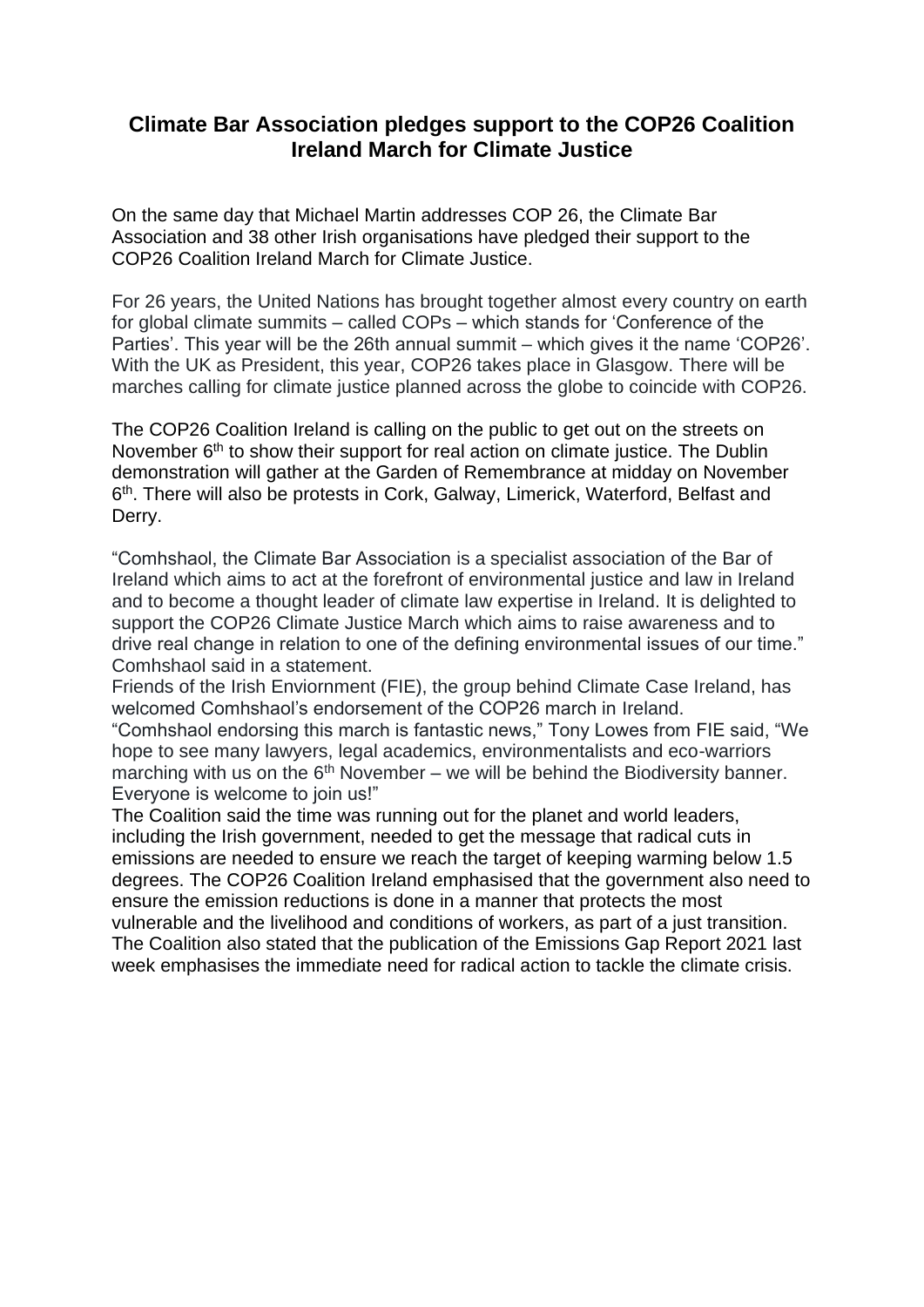# Climate Bar Association pledges support to the COP26 Coalition Ireland March for Climate Justice

On the same day that Michael Martin addresses COP 26, the Climate Bar Association and 38 other Irish organisations have pledged their support to the COP26 Coalition Ireland March for Climate Justice.

For 26 years, the United Nations has brought together almost every country on earth for global climate summits – called COPs – which stands for 'Conference of the Parties'. This year will be the 26th annual summit – which gives it the name 'COP26'. With the UK as President, this year, COP26 takes place in Glasgow. There will be marches calling for climate justice planned across the globe to coincide with COP26.

The COP26 Coalition Ireland is calling on the public to get out on the streets on November 6th to show their support for real action on climate justice. The Dublin demonstration will gather at the Garden of Remembrance at midday on November 6th. There will also be protests in Cork, Galway, Limerick, Waterford, Belfast and Derry.

"Comhshaol, the Climate Bar Association is a specialist association of the Bar of Ireland which aims to act at the forefront of environmental justice and law in Ireland and to become a thought leader of climate law expertise in Ireland. It is delighted to support the COP26 Climate Justice March which aims to raise awareness and to drive real change in relation to one of the defining environmental issues of our time." Comhshaol said in a statement.

Friends of the Irish Enviornment (FIE), the group behind Climate Case Ireland, has welcomed Comhshaol's endorsement of the COP26 march in Ireland.

"Comhshaol endorsing this march is fantastic news," Tony Lowes from FIE said, "We hope to see many lawyers, legal academics, environmentalists and eco-warriors marching with us on the 6th November – we will be behind the Biodiversity banner. Everyone is welcome to join us!"

The Coalition said the time was running out for the planet and world leaders, including the Irish government, needed to get the message that radical cuts in emissions are needed to ensure we reach the target of keeping warming below 1.5 degrees. The COP26 Coalition Ireland emphasised that the government also need to ensure the emission reductions is done in a manner that protects the most vulnerable and the livelihood and conditions of workers, as part of a just transition. The Coalition also stated that the publication of the Emissions Gap Report 2021 last week emphasises the immediate need for radical action to tackle the climate crisis.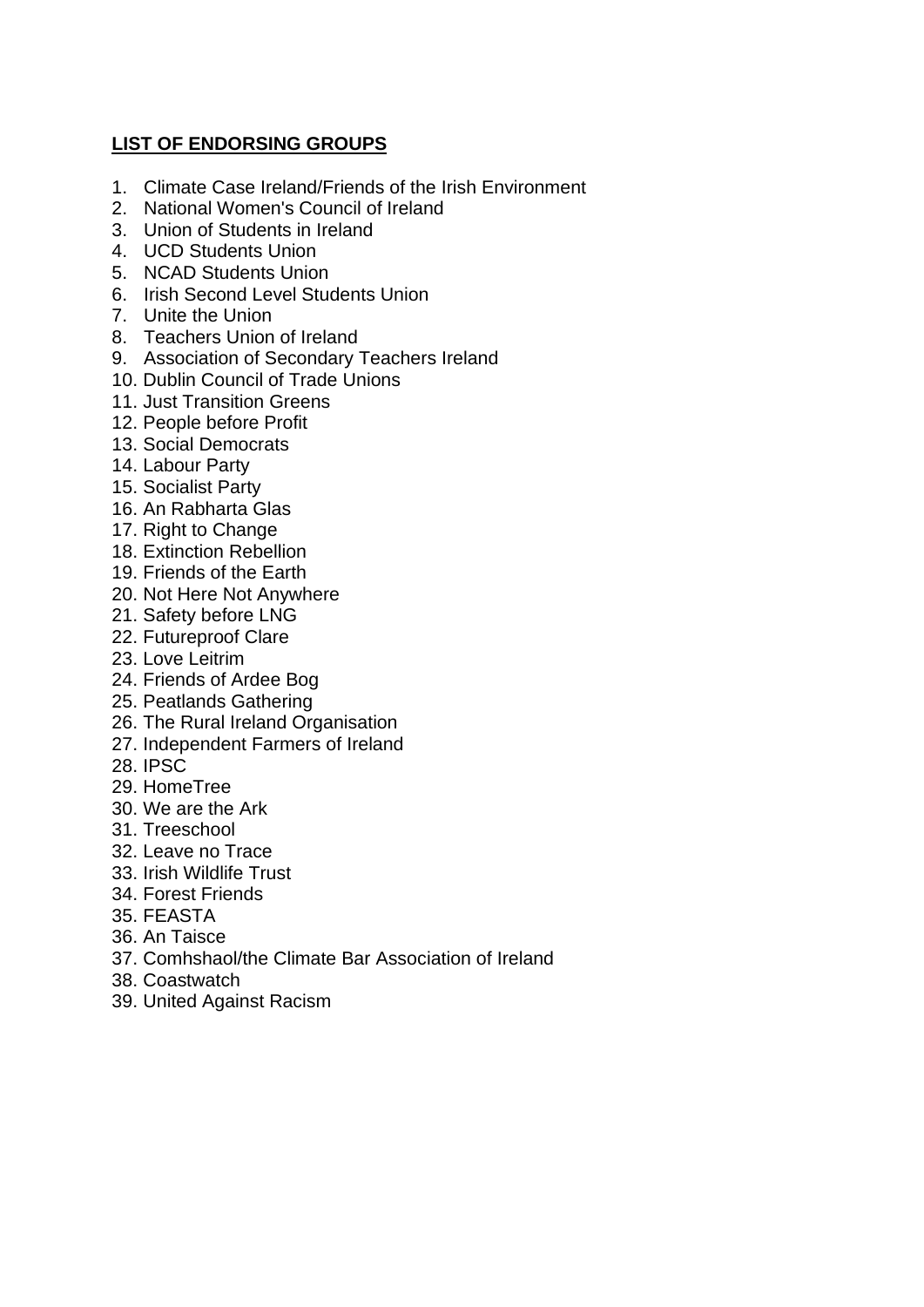**LIST OF ENDORSING GROUPS**

1. Climate Case Ireland/Friends of the Irish Environment
2. National Women's Council of Ireland
3. Union of Students in Ireland
4. UCD Students Union
5. NCAD Students Union
6. Irish Second Level Students Union
7. Unite the Union
8. Teachers Union of Ireland
9. Association of Secondary Teachers Ireland
10. Dublin Council of Trade Unions
11. Just Transition Greens
12. People before Profit
13. Social Democrats
14. Labour Party
15. Socialist Party
16. An Rabharta Glas
17. Right to Change
18. Extinction Rebellion
19. Friends of the Earth
20. Not Here Not Anywhere
21. Safety before LNG
22. Futureproof Clare
23. Love Leitrim
24. Friends of Ardee Bog
25. Peatlands Gathering
26. The Rural Ireland Organisation
27. Independent Farmers of Ireland
28. IPSC
29. HomeTree
30. We are the Ark
31. Treeschool
32. Leave no Trace
33. Irish Wildlife Trust
34. Forest Friends
35. FEASTA
36. An Taisce
37. Comhshaol/the Climate Bar Association of Ireland
38. Coastwatch
39. United Against Racism